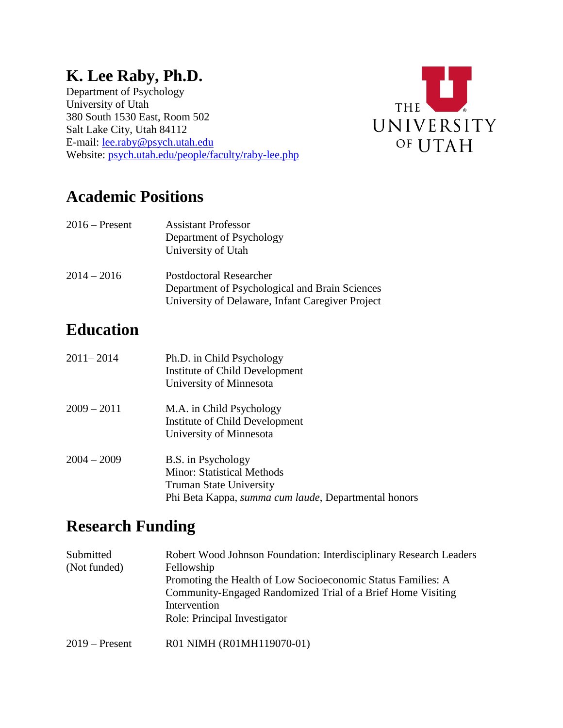# K. Lee Raby, Ph.D.

Department of Psychology
University of Utah
380 South 1530 East, Room 502
Salt Lake City, Utah 84112
E-mail: lee.raby@psych.utah.edu
Website: psych.utah.edu/people/faculty/raby-lee.php

## Academic Positions

2016 – Present
Assistant Professor
Department of Psychology
University of Utah

2014 – 2016
Postdoctoral Researcher
Department of Psychological and Brain Sciences
University of Delaware, Infant Caregiver Project

## Education

2011– 2014
Ph.D. in Child Psychology
Institute of Child Development
University of Minnesota

2009 – 2011
M.A. in Child Psychology
Institute of Child Development
University of Minnesota

2004 – 2009
B.S. in Psychology
Minor: Statistical Methods
Truman State University
Phi Beta Kappa, *summa cum laude*, Departmental honors

## Research Funding

Submitted (Not funded)
Robert Wood Johnson Foundation: Interdisciplinary Research Leaders Fellowship
Promoting the Health of Low Socioeconomic Status Families: A Community-Engaged Randomized Trial of a Brief Home Visiting Intervention
Role: Principal Investigator

2019 – Present
R01 NIMH (R01MH119070-01)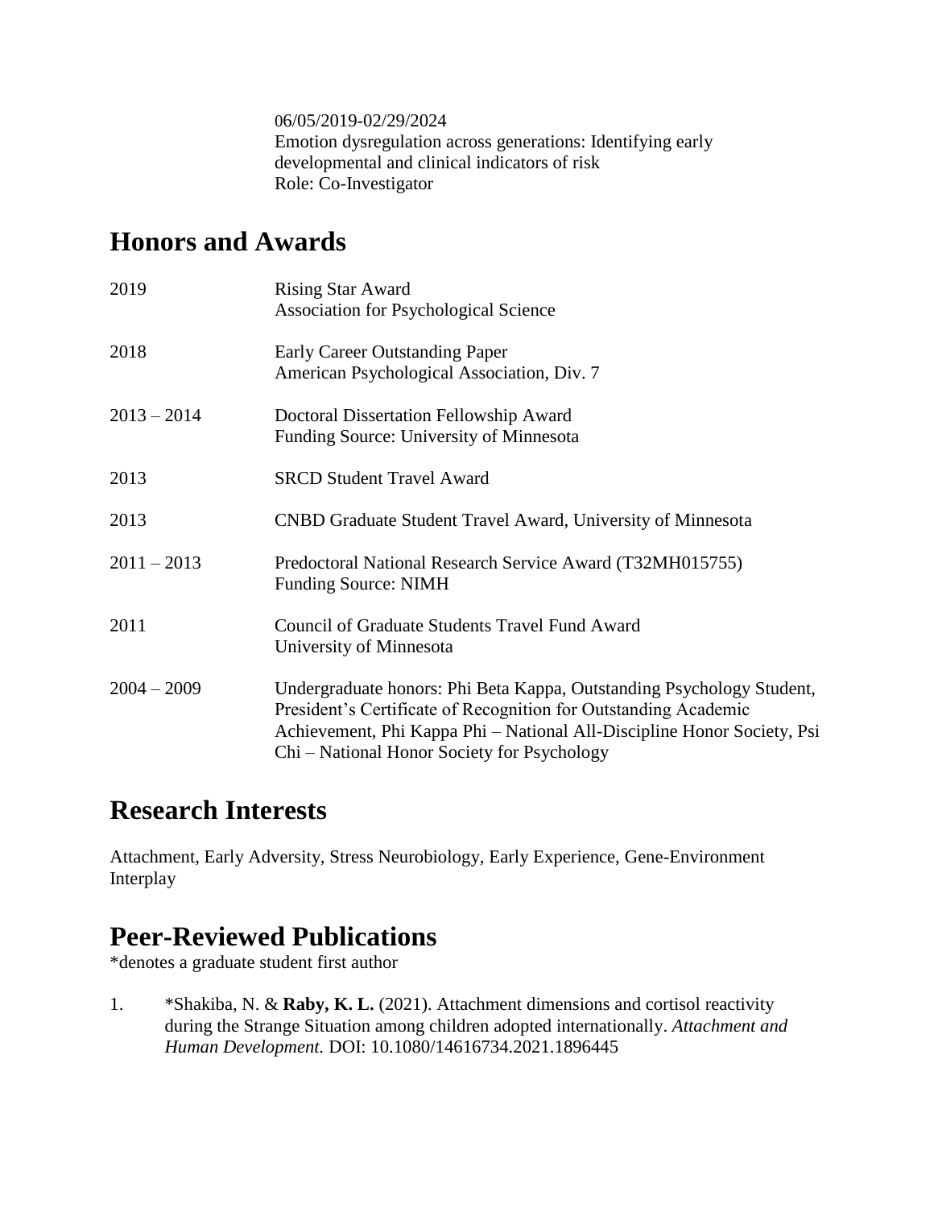06/05/2019-02/29/2024
Emotion dysregulation across generations: Identifying early developmental and clinical indicators of risk
Role: Co-Investigator

## Honors and Awards

2019 — Rising Star Award
Association for Psychological Science

2018 — Early Career Outstanding Paper
American Psychological Association, Div. 7

2013 – 2014 — Doctoral Dissertation Fellowship Award
Funding Source: University of Minnesota

2013 — SRCD Student Travel Award

2013 — CNBD Graduate Student Travel Award, University of Minnesota

2011 – 2013 — Predoctoral National Research Service Award (T32MH015755)
Funding Source: NIMH

2011 — Council of Graduate Students Travel Fund Award
University of Minnesota

2004 – 2009 — Undergraduate honors: Phi Beta Kappa, Outstanding Psychology Student, President's Certificate of Recognition for Outstanding Academic Achievement, Phi Kappa Phi – National All-Discipline Honor Society, Psi Chi – National Honor Society for Psychology

## Research Interests

Attachment, Early Adversity, Stress Neurobiology, Early Experience, Gene-Environment Interplay

## Peer-Reviewed Publications

*denotes a graduate student first author

1. *Shakiba, N. & **Raby, K. L.** (2021). Attachment dimensions and cortisol reactivity during the Strange Situation among children adopted internationally. *Attachment and Human Development.* DOI: 10.1080/14616734.2021.1896445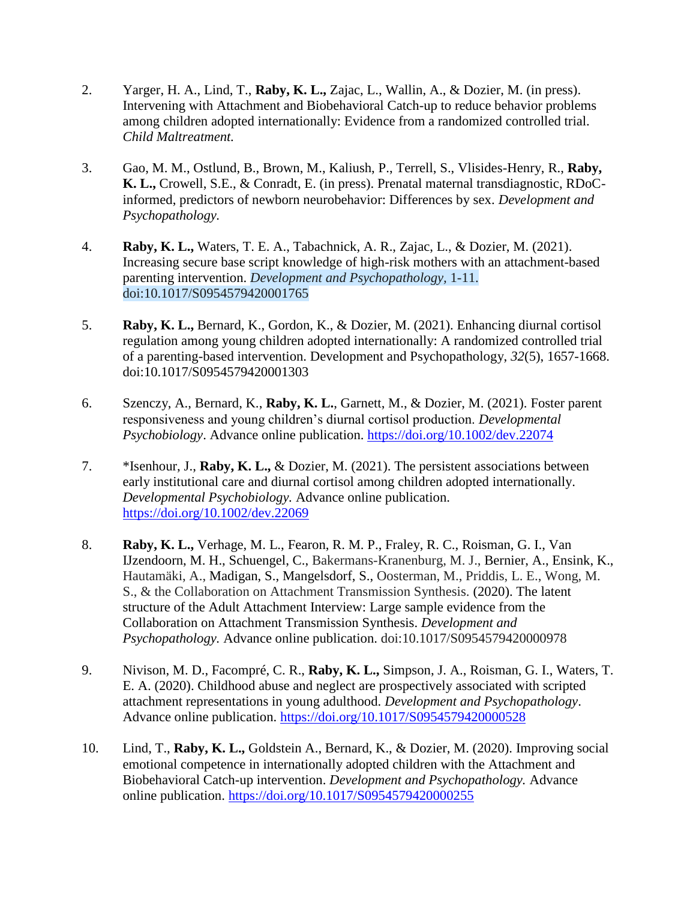2. Yarger, H. A., Lind, T., **Raby, K. L.,** Zajac, L., Wallin, A., & Dozier, M. (in press). Intervening with Attachment and Biobehavioral Catch-up to reduce behavior problems among children adopted internationally: Evidence from a randomized controlled trial. *Child Maltreatment.*

3. Gao, M. M., Ostlund, B., Brown, M., Kaliush, P., Terrell, S., Vlisides-Henry, R., **Raby, K. L.,** Crowell, S.E., & Conradt, E. (in press). Prenatal maternal transdiagnostic, RDoC-informed, predictors of newborn neurobehavior: Differences by sex. *Development and Psychopathology.*

4. **Raby, K. L.,** Waters, T. E. A., Tabachnick, A. R., Zajac, L., & Dozier, M. (2021). Increasing secure base script knowledge of high-risk mothers with an attachment-based parenting intervention. *Development and Psychopathology*, 1-11. doi:10.1017/S0954579420001765

5. **Raby, K. L.,** Bernard, K., Gordon, K., & Dozier, M. (2021). Enhancing diurnal cortisol regulation among young children adopted internationally: A randomized controlled trial of a parenting-based intervention. Development and Psychopathology, *32*(5), 1657-1668. doi:10.1017/S0954579420001303

6. Szenczy, A., Bernard, K., **Raby, K. L.**, Garnett, M., & Dozier, M. (2021). Foster parent responsiveness and young children's diurnal cortisol production. *Developmental Psychobiology*. Advance online publication. https://doi.org/10.1002/dev.22074

7. *Isenhour, J., **Raby, K. L.,** & Dozier, M. (2021). The persistent associations between early institutional care and diurnal cortisol among children adopted internationally. *Developmental Psychobiology.* Advance online publication. https://doi.org/10.1002/dev.22069

8. **Raby, K. L.,** Verhage, M. L., Fearon, R. M. P., Fraley, R. C., Roisman, G. I., Van IJzendoorn, M. H., Schuengel, C., Bakermans-Kranenburg, M. J., Bernier, A., Ensink, K., Hautamäki, A., Madigan, S., Mangelsdorf, S., Oosterman, M., Priddis, L. E., Wong, M. S., & the Collaboration on Attachment Transmission Synthesis. (2020). The latent structure of the Adult Attachment Interview: Large sample evidence from the Collaboration on Attachment Transmission Synthesis. *Development and Psychopathology.* Advance online publication. doi:10.1017/S0954579420000978

9. Nivison, M. D., Facompré, C. R., **Raby, K. L.,** Simpson, J. A., Roisman, G. I., Waters, T. E. A. (2020). Childhood abuse and neglect are prospectively associated with scripted attachment representations in young adulthood. *Development and Psychopathology*. Advance online publication. https://doi.org/10.1017/S0954579420000528

10. Lind, T., **Raby, K. L.,** Goldstein A., Bernard, K., & Dozier, M. (2020). Improving social emotional competence in internationally adopted children with the Attachment and Biobehavioral Catch-up intervention. *Development and Psychopathology.* Advance online publication. https://doi.org/10.1017/S0954579420000255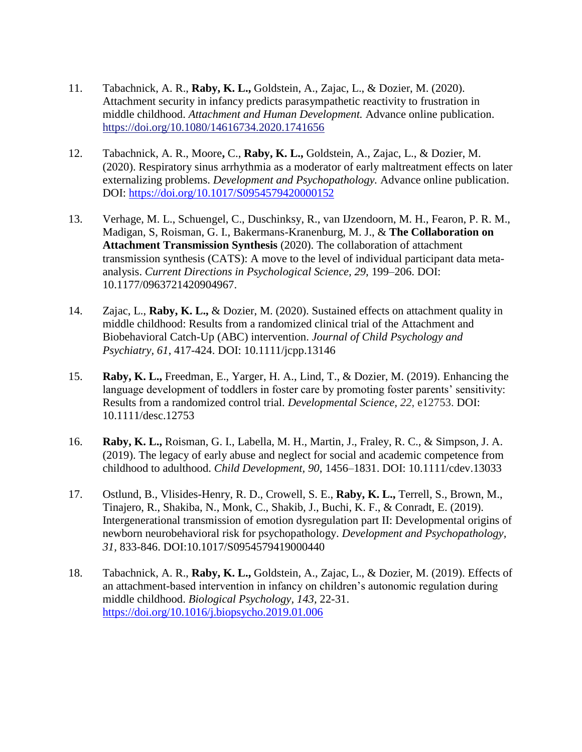11. Tabachnick, A. R., **Raby, K. L.,** Goldstein, A., Zajac, L., & Dozier, M. (2020). Attachment security in infancy predicts parasympathetic reactivity to frustration in middle childhood. *Attachment and Human Development.* Advance online publication. https://doi.org/10.1080/14616734.2020.1741656

12. Tabachnick, A. R., Moore**,** C., **Raby, K. L.,** Goldstein, A., Zajac, L., & Dozier, M. (2020). Respiratory sinus arrhythmia as a moderator of early maltreatment effects on later externalizing problems. *Development and Psychopathology.* Advance online publication. DOI: https://doi.org/10.1017/S0954579420000152

13. Verhage, M. L., Schuengel, C., Duschinksy, R., van IJzendoorn, M. H., Fearon, P. R. M., Madigan, S, Roisman, G. I., Bakermans-Kranenburg, M. J., & **The Collaboration on Attachment Transmission Synthesis** (2020). The collaboration of attachment transmission synthesis (CATS): A move to the level of individual participant data meta-analysis. *Current Directions in Psychological Science, 29,* 199–206. DOI: 10.1177/0963721420904967.

14. Zajac, L., **Raby, K. L.,** & Dozier, M. (2020). Sustained effects on attachment quality in middle childhood: Results from a randomized clinical trial of the Attachment and Biobehavioral Catch-Up (ABC) intervention. *Journal of Child Psychology and Psychiatry*, *61*, 417-424. DOI: 10.1111/jcpp.13146

15. **Raby, K. L.,** Freedman, E., Yarger, H. A., Lind, T., & Dozier, M. (2019). Enhancing the language development of toddlers in foster care by promoting foster parents' sensitivity: Results from a randomized control trial. *Developmental Science*, *22,* e12753. DOI: 10.1111/desc.12753

16. **Raby, K. L.,** Roisman, G. I., Labella, M. H., Martin, J., Fraley, R. C., & Simpson, J. A. (2019). The legacy of early abuse and neglect for social and academic competence from childhood to adulthood. *Child Development, 90*, 1456–1831. DOI: 10.1111/cdev.13033

17. Ostlund, B., Vlisides-Henry, R. D., Crowell, S. E., **Raby, K. L.,** Terrell, S., Brown, M., Tinajero, R., Shakiba, N., Monk, C., Shakib, J., Buchi, K. F., & Conradt, E. (2019). Intergenerational transmission of emotion dysregulation part II: Developmental origins of newborn neurobehavioral risk for psychopathology. *Development and Psychopathology, 31,* 833-846. DOI:10.1017/S0954579419000440

18. Tabachnick, A. R., **Raby, K. L.,** Goldstein, A., Zajac, L., & Dozier, M. (2019). Effects of an attachment-based intervention in infancy on children's autonomic regulation during middle childhood. *Biological Psychology, 143*, 22-31. https://doi.org/10.1016/j.biopsycho.2019.01.006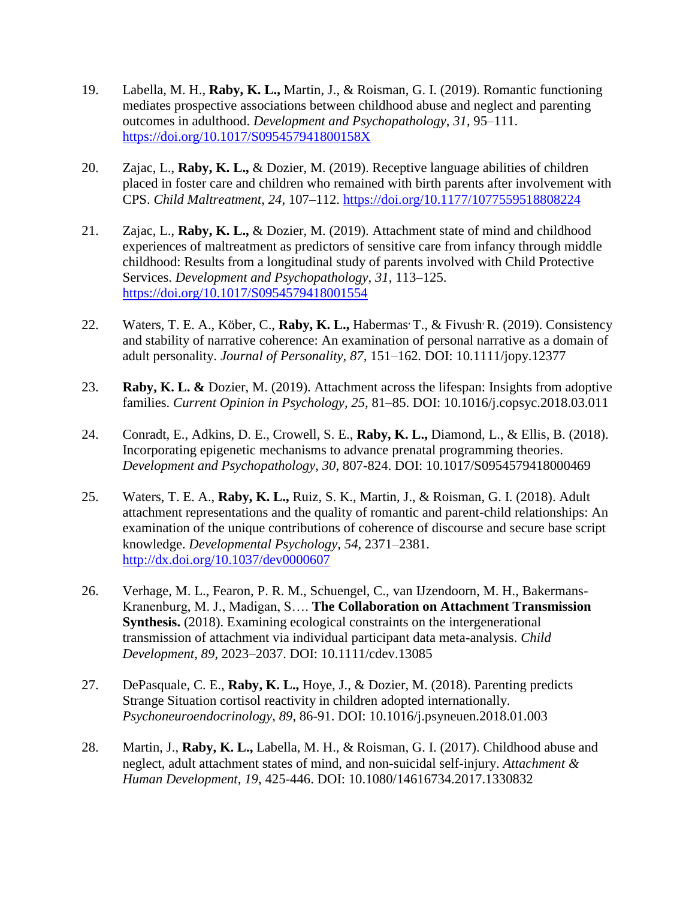19. Labella, M. H., **Raby, K. L.,** Martin, J., & Roisman, G. I. (2019). Romantic functioning mediates prospective associations between childhood abuse and neglect and parenting outcomes in adulthood. *Development and Psychopathology*, *31*, 95–111. https://doi.org/10.1017/S095457941800158X

20. Zajac, L., **Raby, K. L.,** & Dozier, M. (2019). Receptive language abilities of children placed in foster care and children who remained with birth parents after involvement with CPS. *Child Maltreatment*, *24*, 107–112. https://doi.org/10.1177/1077559518808224

21. Zajac, L., **Raby, K. L.,** & Dozier, M. (2019). Attachment state of mind and childhood experiences of maltreatment as predictors of sensitive care from infancy through middle childhood: Results from a longitudinal study of parents involved with Child Protective Services. *Development and Psychopathology*, *31*, 113–125. https://doi.org/10.1017/S0954579418001554

22. Waters, T. E. A., Köber, C., **Raby, K. L.,** Habermas, T., & Fivush, R. (2019). Consistency and stability of narrative coherence: An examination of personal narrative as a domain of adult personality. *Journal of Personality, 87,* 151–162. DOI: 10.1111/jopy.12377

23. **Raby, K. L. &** Dozier, M. (2019). Attachment across the lifespan: Insights from adoptive families. *Current Opinion in Psychology, 25,* 81–85. DOI: 10.1016/j.copsyc.2018.03.011

24. Conradt, E., Adkins, D. E., Crowell, S. E., **Raby, K. L.,** Diamond, L., & Ellis, B. (2018). Incorporating epigenetic mechanisms to advance prenatal programming theories. *Development and Psychopathology*, *30*, 807-824. DOI: 10.1017/S0954579418000469

25. Waters, T. E. A., **Raby, K. L.,** Ruiz, S. K., Martin, J., & Roisman, G. I. (2018). Adult attachment representations and the quality of romantic and parent-child relationships: An examination of the unique contributions of coherence of discourse and secure base script knowledge. *Developmental Psychology, 54*, 2371–2381. http://dx.doi.org/10.1037/dev0000607

26. Verhage, M. L., Fearon, P. R. M., Schuengel, C., van IJzendoorn, M. H., Bakermans-Kranenburg, M. J., Madigan, S…. **The Collaboration on Attachment Transmission Synthesis.** (2018). Examining ecological constraints on the intergenerational transmission of attachment via individual participant data meta-analysis. *Child Development, 89,* 2023–2037. DOI: 10.1111/cdev.13085

27. DePasquale, C. E., **Raby, K. L.,** Hoye, J., & Dozier, M. (2018). Parenting predicts Strange Situation cortisol reactivity in children adopted internationally. *Psychoneuroendocrinology*, *89*, 86-91. DOI: 10.1016/j.psyneuen.2018.01.003

28. Martin, J., **Raby, K. L.,** Labella, M. H., & Roisman, G. I. (2017). Childhood abuse and neglect, adult attachment states of mind, and non-suicidal self-injury. *Attachment & Human Development*, *19*, 425-446. DOI: 10.1080/14616734.2017.1330832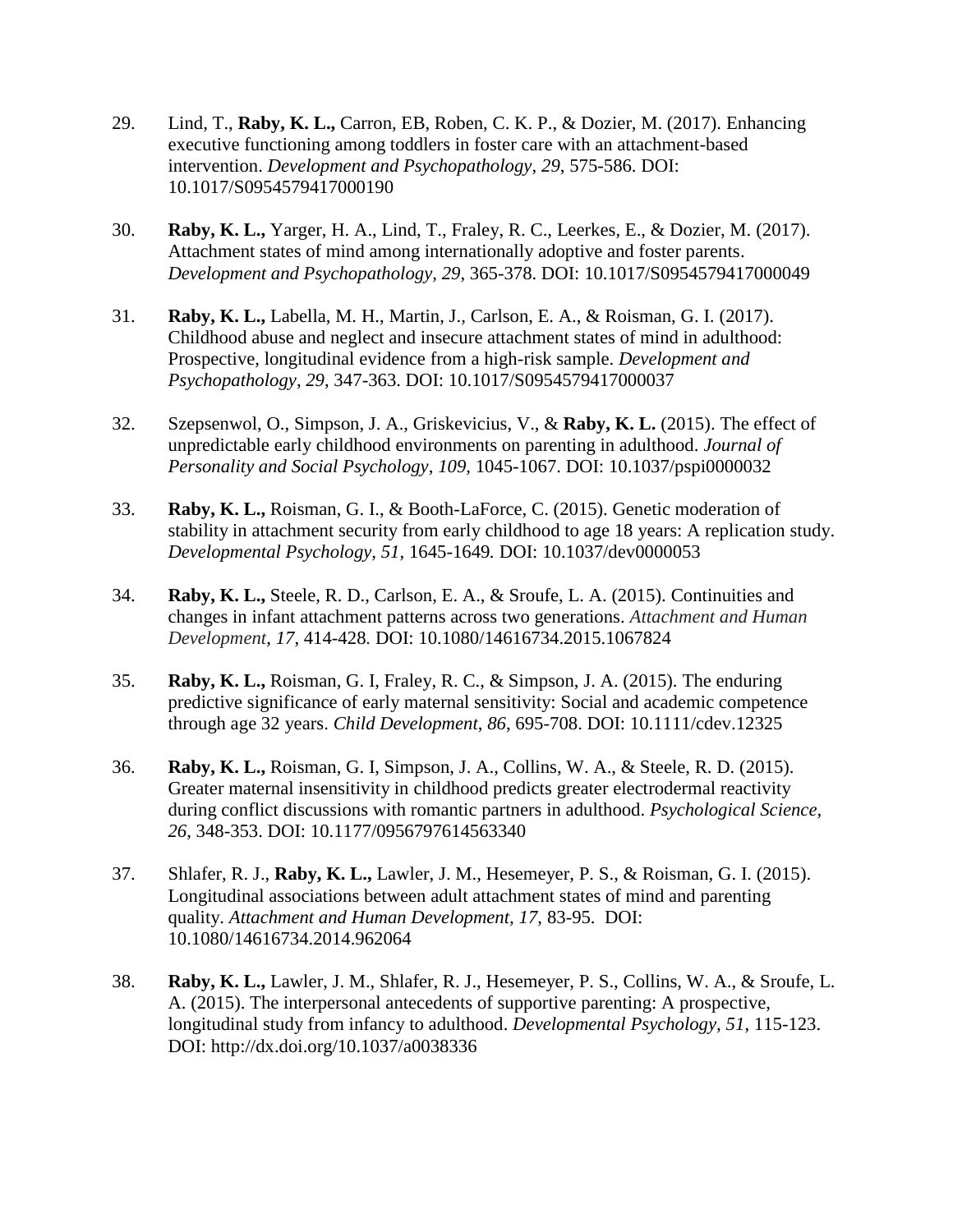29. Lind, T., **Raby, K. L.,** Carron, EB, Roben, C. K. P., & Dozier, M. (2017). Enhancing executive functioning among toddlers in foster care with an attachment-based intervention. *Development and Psychopathology*, *29*, 575-586. DOI: 10.1017/S0954579417000190

30. **Raby, K. L.,** Yarger, H. A., Lind, T., Fraley, R. C., Leerkes, E., & Dozier, M. (2017). Attachment states of mind among internationally adoptive and foster parents. *Development and Psychopathology*, *29*, 365-378. DOI: 10.1017/S0954579417000049

31. **Raby, K. L.,** Labella, M. H., Martin, J., Carlson, E. A., & Roisman, G. I. (2017). Childhood abuse and neglect and insecure attachment states of mind in adulthood: Prospective, longitudinal evidence from a high-risk sample. *Development and Psychopathology*, *29*, 347-363. DOI: 10.1017/S0954579417000037

32. Szepsenwol, O., Simpson, J. A., Griskevicius, V., & **Raby, K. L.** (2015). The effect of unpredictable early childhood environments on parenting in adulthood. *Journal of Personality and Social Psychology*, *109*, 1045-1067. DOI: 10.1037/pspi0000032

33. **Raby, K. L.,** Roisman, G. I., & Booth-LaForce, C. (2015). Genetic moderation of stability in attachment security from early childhood to age 18 years: A replication study. *Developmental Psychology, 51*, 1645-1649. DOI: 10.1037/dev0000053

34. **Raby, K. L.,** Steele, R. D., Carlson, E. A., & Sroufe, L. A. (2015). Continuities and changes in infant attachment patterns across two generations. *Attachment and Human Development*, *17*, 414-428. DOI: 10.1080/14616734.2015.1067824

35. **Raby, K. L.,** Roisman, G. I, Fraley, R. C., & Simpson, J. A. (2015). The enduring predictive significance of early maternal sensitivity: Social and academic competence through age 32 years. *Child Development*, *86*, 695-708. DOI: 10.1111/cdev.12325

36. **Raby, K. L.,** Roisman, G. I, Simpson, J. A., Collins, W. A., & Steele, R. D. (2015). Greater maternal insensitivity in childhood predicts greater electrodermal reactivity during conflict discussions with romantic partners in adulthood. *Psychological Science*, *26*, 348-353. DOI: 10.1177/0956797614563340

37. Shlafer, R. J., **Raby, K. L.,** Lawler, J. M., Hesemeyer, P. S., & Roisman, G. I. (2015). Longitudinal associations between adult attachment states of mind and parenting quality. *Attachment and Human Development, 17*, 83-95. DOI: 10.1080/14616734.2014.962064

38. **Raby, K. L.,** Lawler, J. M., Shlafer, R. J., Hesemeyer, P. S., Collins, W. A., & Sroufe, L. A. (2015). The interpersonal antecedents of supportive parenting: A prospective, longitudinal study from infancy to adulthood. *Developmental Psychology, 51*, 115-123. DOI: http://dx.doi.org/10.1037/a0038336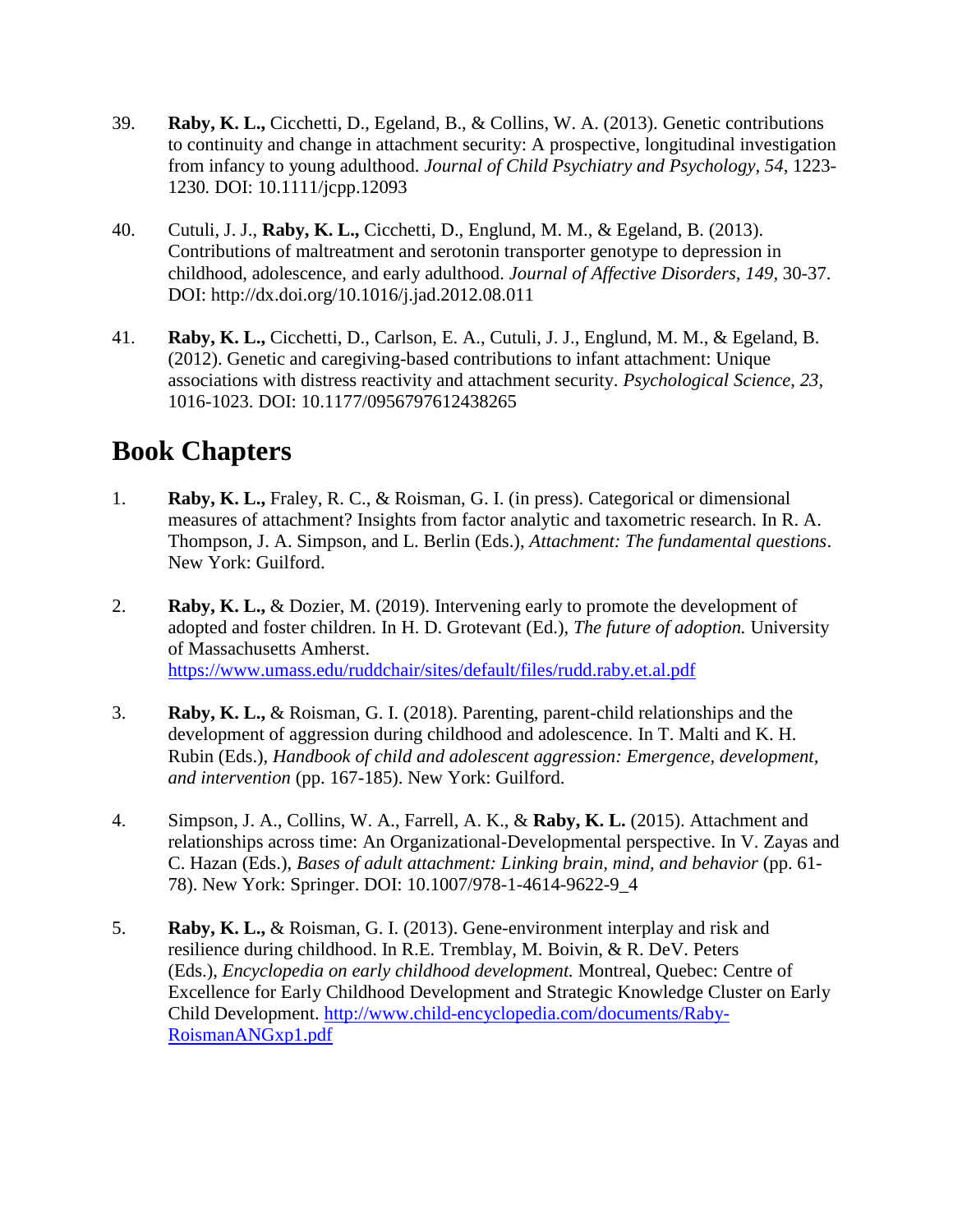39. **Raby, K. L.,** Cicchetti, D., Egeland, B., & Collins, W. A. (2013). Genetic contributions to continuity and change in attachment security: A prospective, longitudinal investigation from infancy to young adulthood. *Journal of Child Psychiatry and Psychology, 54*, 1223-1230. DOI: 10.1111/jcpp.12093

40. Cutuli, J. J., **Raby, K. L.,** Cicchetti, D., Englund, M. M., & Egeland, B. (2013). Contributions of maltreatment and serotonin transporter genotype to depression in childhood, adolescence, and early adulthood. *Journal of Affective Disorders, 149*, 30-37. DOI: http://dx.doi.org/10.1016/j.jad.2012.08.011

41. **Raby, K. L.,** Cicchetti, D., Carlson, E. A., Cutuli, J. J., Englund, M. M., & Egeland, B. (2012). Genetic and caregiving-based contributions to infant attachment: Unique associations with distress reactivity and attachment security. *Psychological Science, 23*, 1016-1023. DOI: 10.1177/0956797612438265

## Book Chapters

1. **Raby, K. L.,** Fraley, R. C., & Roisman, G. I. (in press). Categorical or dimensional measures of attachment? Insights from factor analytic and taxometric research. In R. A. Thompson, J. A. Simpson, and L. Berlin (Eds.), *Attachment: The fundamental questions*. New York: Guilford.

2. **Raby, K. L.,** & Dozier, M. (2019). Intervening early to promote the development of adopted and foster children. In H. D. Grotevant (Ed.), *The future of adoption.* University of Massachusetts Amherst. https://www.umass.edu/ruddchair/sites/default/files/rudd.raby.et.al.pdf

3. **Raby, K. L.,** & Roisman, G. I. (2018). Parenting, parent-child relationships and the development of aggression during childhood and adolescence. In T. Malti and K. H. Rubin (Eds.), *Handbook of child and adolescent aggression: Emergence, development, and intervention* (pp. 167-185). New York: Guilford.

4. Simpson, J. A., Collins, W. A., Farrell, A. K., & **Raby, K. L.** (2015). Attachment and relationships across time: An Organizational-Developmental perspective. In V. Zayas and C. Hazan (Eds.), *Bases of adult attachment: Linking brain, mind, and behavior* (pp. 61-78). New York: Springer. DOI: 10.1007/978-1-4614-9622-9_4

5. **Raby, K. L.,** & Roisman, G. I. (2013). Gene-environment interplay and risk and resilience during childhood. In R.E. Tremblay, M. Boivin, & R. DeV. Peters (Eds.), *Encyclopedia on early childhood development.* Montreal, Quebec: Centre of Excellence for Early Childhood Development and Strategic Knowledge Cluster on Early Child Development. http://www.child-encyclopedia.com/documents/Raby-RoismanANGxp1.pdf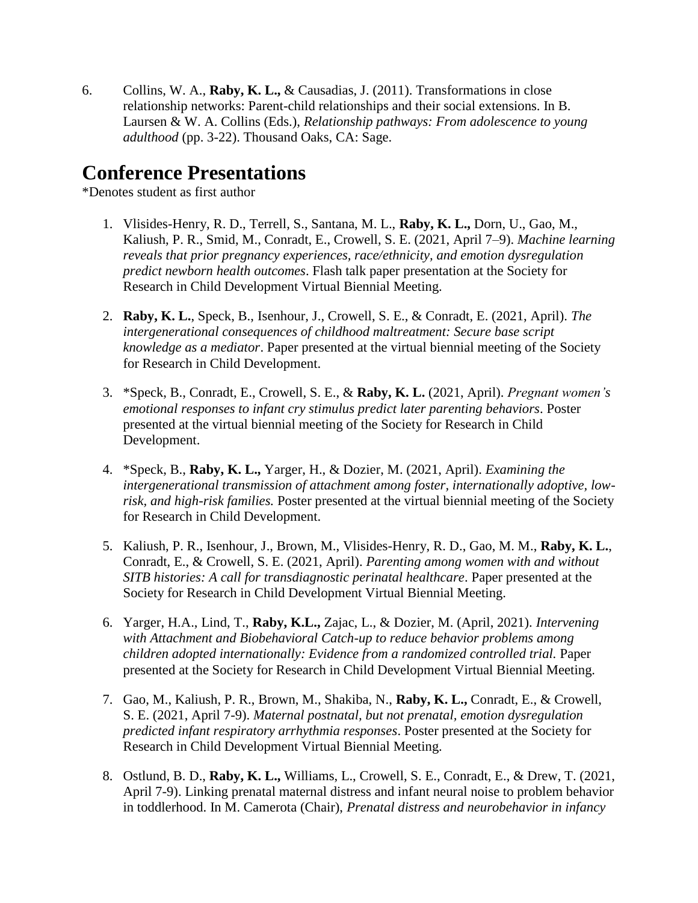6. Collins, W. A., **Raby, K. L.,** & Causadias, J. (2011). Transformations in close relationship networks: Parent-child relationships and their social extensions. In B. Laursen & W. A. Collins (Eds.), *Relationship pathways: From adolescence to young adulthood* (pp. 3-22). Thousand Oaks, CA: Sage.

# Conference Presentations

*Denotes student as first author

1. Vlisides-Henry, R. D., Terrell, S., Santana, M. L., **Raby, K. L.,** Dorn, U., Gao, M., Kaliush, P. R., Smid, M., Conradt, E., Crowell, S. E. (2021, April 7–9). *Machine learning reveals that prior pregnancy experiences, race/ethnicity, and emotion dysregulation predict newborn health outcomes*. Flash talk paper presentation at the Society for Research in Child Development Virtual Biennial Meeting.

2. **Raby, K. L.**, Speck, B., Isenhour, J., Crowell, S. E., & Conradt, E. (2021, April). *The intergenerational consequences of childhood maltreatment: Secure base script knowledge as a mediator*. Paper presented at the virtual biennial meeting of the Society for Research in Child Development.

3. *Speck, B., Conradt, E., Crowell, S. E., & **Raby, K. L.** (2021, April). *Pregnant women's emotional responses to infant cry stimulus predict later parenting behaviors*. Poster presented at the virtual biennial meeting of the Society for Research in Child Development.

4. *Speck, B., **Raby, K. L.,** Yarger, H., & Dozier, M. (2021, April). *Examining the intergenerational transmission of attachment among foster, internationally adoptive, low-risk, and high-risk families.* Poster presented at the virtual biennial meeting of the Society for Research in Child Development.

5. Kaliush, P. R., Isenhour, J., Brown, M., Vlisides-Henry, R. D., Gao, M. M., **Raby, K. L.**, Conradt, E., & Crowell, S. E. (2021, April). *Parenting among women with and without SITB histories: A call for transdiagnostic perinatal healthcare*. Paper presented at the Society for Research in Child Development Virtual Biennial Meeting.

6. Yarger, H.A., Lind, T., **Raby, K.L.,** Zajac, L., & Dozier, M. (April, 2021). *Intervening with Attachment and Biobehavioral Catch-up to reduce behavior problems among children adopted internationally: Evidence from a randomized controlled trial.* Paper presented at the Society for Research in Child Development Virtual Biennial Meeting.

7. Gao, M., Kaliush, P. R., Brown, M., Shakiba, N., **Raby, K. L.,** Conradt, E., & Crowell, S. E. (2021, April 7-9). *Maternal postnatal, but not prenatal, emotion dysregulation predicted infant respiratory arrhythmia responses*. Poster presented at the Society for Research in Child Development Virtual Biennial Meeting.

8. Ostlund, B. D., **Raby, K. L.,** Williams, L., Crowell, S. E., Conradt, E., & Drew, T. (2021, April 7-9). Linking prenatal maternal distress and infant neural noise to problem behavior in toddlerhood. In M. Camerota (Chair), *Prenatal distress and neurobehavior in infancy*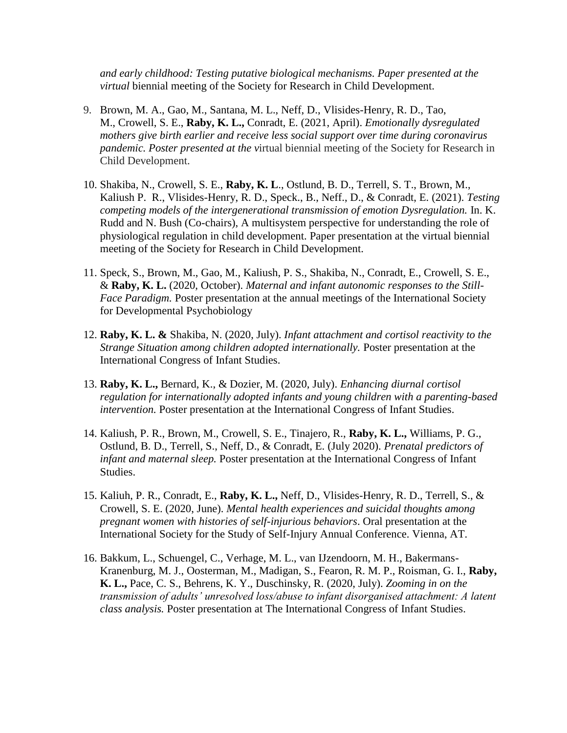*and early childhood: Testing putative biological mechanisms. Paper presented at the virtual* biennial meeting of the Society for Research in Child Development.

9. Brown, M. A., Gao, M., Santana, M. L., Neff, D., Vlisides-Henry, R. D., Tao, M., Crowell, S. E., **Raby, K. L.,** Conradt, E. (2021, April). *Emotionally dysregulated mothers give birth earlier and receive less social support over time during coronavirus pandemic. Poster presented at the v*irtual biennial meeting of the Society for Research in Child Development.

10. Shakiba, N., Crowell, S. E., **Raby, K. L**., Ostlund, B. D., Terrell, S. T., Brown, M., Kaliush P. R., Vlisides-Henry, R. D., Speck., B., Neff., D., & Conradt, E. (2021). *Testing competing models of the intergenerational transmission of emotion Dysregulation.* In. K. Rudd and N. Bush (Co-chairs), A multisystem perspective for understanding the role of physiological regulation in child development. Paper presentation at the virtual biennial meeting of the Society for Research in Child Development.

11. Speck, S., Brown, M., Gao, M., Kaliush, P. S., Shakiba, N., Conradt, E., Crowell, S. E., & **Raby, K. L.** (2020, October). *Maternal and infant autonomic responses to the Still-Face Paradigm.* Poster presentation at the annual meetings of the International Society for Developmental Psychobiology

12. **Raby, K. L. &** Shakiba, N. (2020, July). *Infant attachment and cortisol reactivity to the Strange Situation among children adopted internationally.* Poster presentation at the International Congress of Infant Studies.

13. **Raby, K. L.,** Bernard, K., & Dozier, M. (2020, July). *Enhancing diurnal cortisol regulation for internationally adopted infants and young children with a parenting-based intervention.* Poster presentation at the International Congress of Infant Studies.

14. Kaliush, P. R., Brown, M., Crowell, S. E., Tinajero, R., **Raby, K. L.,** Williams, P. G., Ostlund, B. D., Terrell, S., Neff, D., & Conradt, E. (July 2020). *Prenatal predictors of infant and maternal sleep.* Poster presentation at the International Congress of Infant Studies.

15. Kaliuh, P. R., Conradt, E., **Raby, K. L.,** Neff, D., Vlisides-Henry, R. D., Terrell, S., & Crowell, S. E. (2020, June). *Mental health experiences and suicidal thoughts among pregnant women with histories of self-injurious behaviors*. Oral presentation at the International Society for the Study of Self-Injury Annual Conference. Vienna, AT.

16. Bakkum, L., Schuengel, C., Verhage, M. L., van IJzendoorn, M. H., Bakermans-Kranenburg, M. J., Oosterman, M., Madigan, S., Fearon, R. M. P., Roisman, G. I., **Raby, K. L.,** Pace, C. S., Behrens, K. Y., Duschinsky, R. (2020, July). *Zooming in on the transmission of adults' unresolved loss/abuse to infant disorganised attachment: A latent class analysis.* Poster presentation at The International Congress of Infant Studies.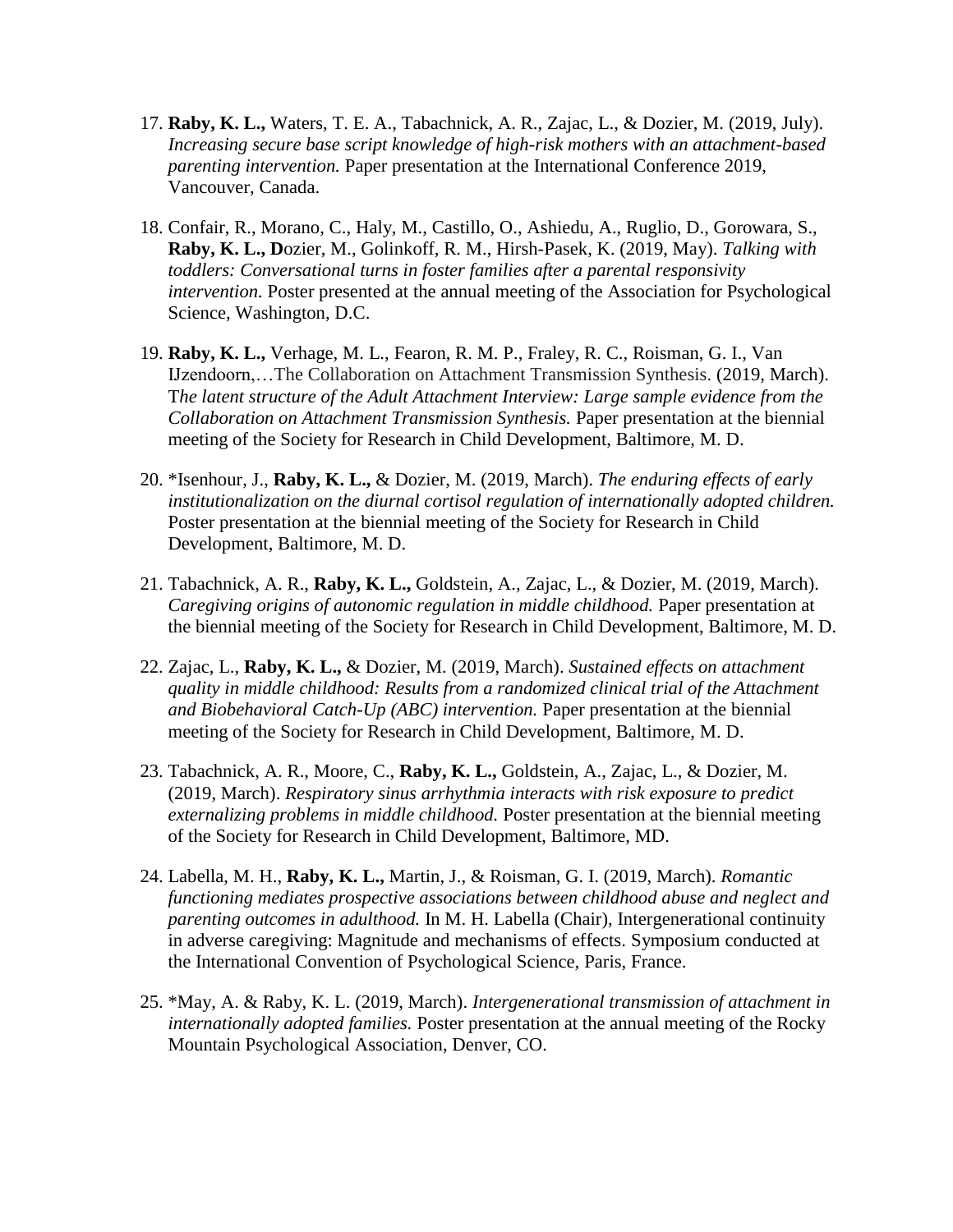17. **Raby, K. L.,** Waters, T. E. A., Tabachnick, A. R., Zajac, L., & Dozier, M. (2019, July). *Increasing secure base script knowledge of high-risk mothers with an attachment-based parenting intervention.* Paper presentation at the International Conference 2019, Vancouver, Canada.

18. Confair, R., Morano, C., Haly, M., Castillo, O., Ashiedu, A., Ruglio, D., Gorowara, S., **Raby, K. L., D**ozier, M., Golinkoff, R. M., Hirsh-Pasek, K. (2019, May). *Talking with toddlers: Conversational turns in foster families after a parental responsivity intervention.* Poster presented at the annual meeting of the Association for Psychological Science, Washington, D.C.

19. **Raby, K. L.,** Verhage, M. L., Fearon, R. M. P., Fraley, R. C., Roisman, G. I., Van IJzendoorn,…The Collaboration on Attachment Transmission Synthesis. (2019, March). T*he latent structure of the Adult Attachment Interview: Large sample evidence from the Collaboration on Attachment Transmission Synthesis.* Paper presentation at the biennial meeting of the Society for Research in Child Development, Baltimore, M. D.

20. *Isenhour, J., **Raby, K. L.,** & Dozier, M. (2019, March). *The enduring effects of early institutionalization on the diurnal cortisol regulation of internationally adopted children.* Poster presentation at the biennial meeting of the Society for Research in Child Development, Baltimore, M. D.

21. Tabachnick, A. R., **Raby, K. L.,** Goldstein, A., Zajac, L., & Dozier, M. (2019, March). *Caregiving origins of autonomic regulation in middle childhood.* Paper presentation at the biennial meeting of the Society for Research in Child Development, Baltimore, M. D.

22. Zajac, L., **Raby, K. L.,** & Dozier, M. (2019, March). *Sustained effects on attachment quality in middle childhood: Results from a randomized clinical trial of the Attachment and Biobehavioral Catch-Up (ABC) intervention.* Paper presentation at the biennial meeting of the Society for Research in Child Development, Baltimore, M. D.

23. Tabachnick, A. R., Moore, C., **Raby, K. L.,** Goldstein, A., Zajac, L., & Dozier, M. (2019, March). *Respiratory sinus arrhythmia interacts with risk exposure to predict externalizing problems in middle childhood.* Poster presentation at the biennial meeting of the Society for Research in Child Development, Baltimore, MD.

24. Labella, M. H., **Raby, K. L.,** Martin, J., & Roisman, G. I. (2019, March). *Romantic functioning mediates prospective associations between childhood abuse and neglect and parenting outcomes in adulthood.* In M. H. Labella (Chair), Intergenerational continuity in adverse caregiving: Magnitude and mechanisms of effects. Symposium conducted at the International Convention of Psychological Science, Paris, France.

25. *May, A. & Raby, K. L. (2019, March). *Intergenerational transmission of attachment in internationally adopted families.* Poster presentation at the annual meeting of the Rocky Mountain Psychological Association, Denver, CO.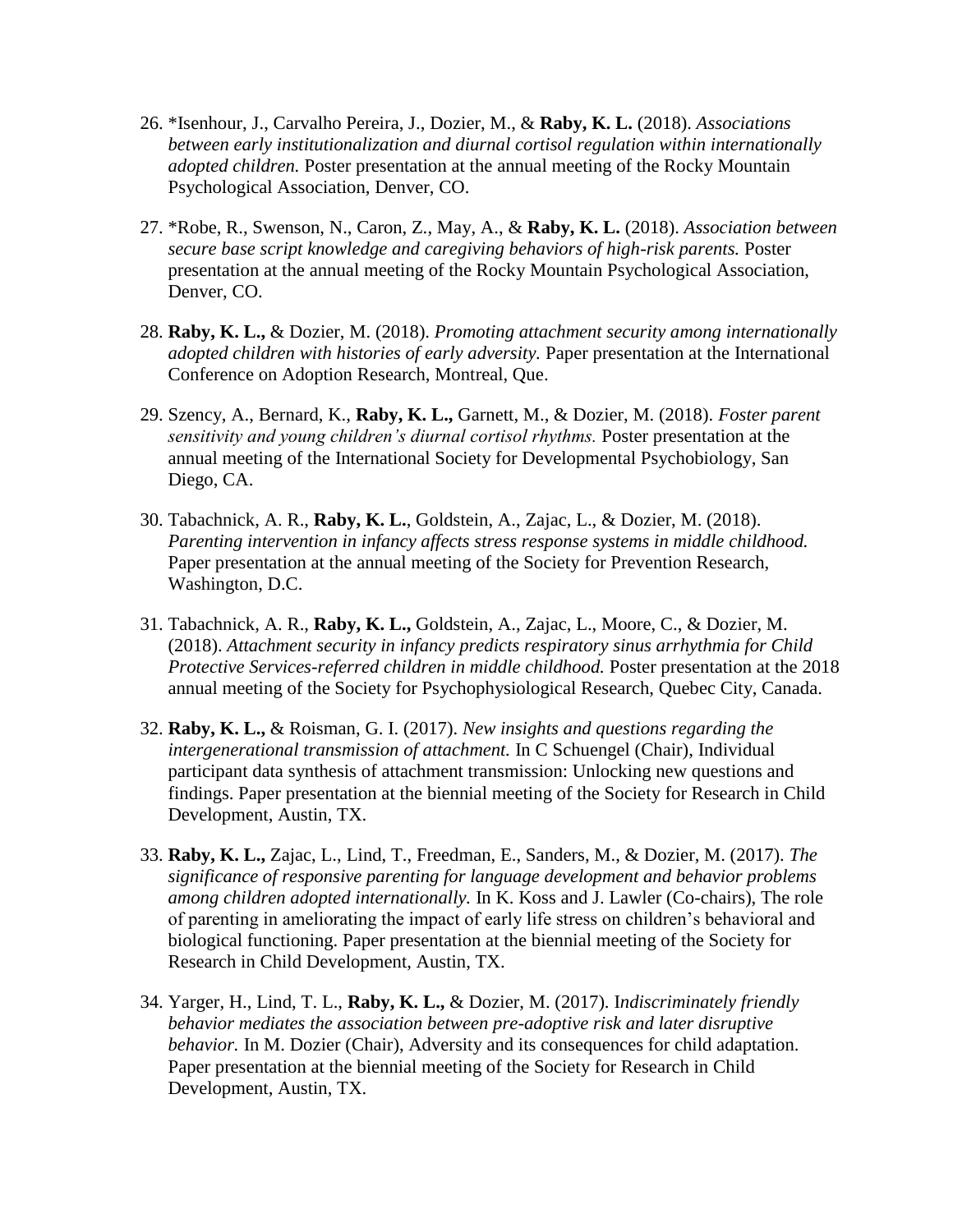26. *Isenhour, J., Carvalho Pereira, J., Dozier, M., & **Raby, K. L.** (2018). *Associations between early institutionalization and diurnal cortisol regulation within internationally adopted children.* Poster presentation at the annual meeting of the Rocky Mountain Psychological Association, Denver, CO.

27. *Robe, R., Swenson, N., Caron, Z., May, A., & **Raby, K. L.** (2018). *Association between secure base script knowledge and caregiving behaviors of high-risk parents.* Poster presentation at the annual meeting of the Rocky Mountain Psychological Association, Denver, CO.

28. **Raby, K. L.,** & Dozier, M. (2018). *Promoting attachment security among internationally adopted children with histories of early adversity.* Paper presentation at the International Conference on Adoption Research, Montreal, Que.

29. Szency, A., Bernard, K., **Raby, K. L.,** Garnett, M., & Dozier, M. (2018). *Foster parent sensitivity and young children's diurnal cortisol rhythms.* Poster presentation at the annual meeting of the International Society for Developmental Psychobiology, San Diego, CA.

30. Tabachnick, A. R., **Raby, K. L.**, Goldstein, A., Zajac, L., & Dozier, M. (2018). *Parenting intervention in infancy affects stress response systems in middle childhood.* Paper presentation at the annual meeting of the Society for Prevention Research, Washington, D.C.

31. Tabachnick, A. R., **Raby, K. L.,** Goldstein, A., Zajac, L., Moore, C., & Dozier, M. (2018). *Attachment security in infancy predicts respiratory sinus arrhythmia for Child Protective Services-referred children in middle childhood.* Poster presentation at the 2018 annual meeting of the Society for Psychophysiological Research, Quebec City, Canada.

32. **Raby, K. L.,** & Roisman, G. I. (2017). *New insights and questions regarding the intergenerational transmission of attachment.* In C Schuengel (Chair), Individual participant data synthesis of attachment transmission: Unlocking new questions and findings. Paper presentation at the biennial meeting of the Society for Research in Child Development, Austin, TX.

33. **Raby, K. L.,** Zajac, L., Lind, T., Freedman, E., Sanders, M., & Dozier, M. (2017). *The significance of responsive parenting for language development and behavior problems among children adopted internationally.* In K. Koss and J. Lawler (Co-chairs), The role of parenting in ameliorating the impact of early life stress on children's behavioral and biological functioning. Paper presentation at the biennial meeting of the Society for Research in Child Development, Austin, TX.

34. Yarger, H., Lind, T. L., **Raby, K. L.,** & Dozier, M. (2017). I*ndiscriminately friendly behavior mediates the association between pre-adoptive risk and later disruptive behavior.* In M. Dozier (Chair), Adversity and its consequences for child adaptation. Paper presentation at the biennial meeting of the Society for Research in Child Development, Austin, TX.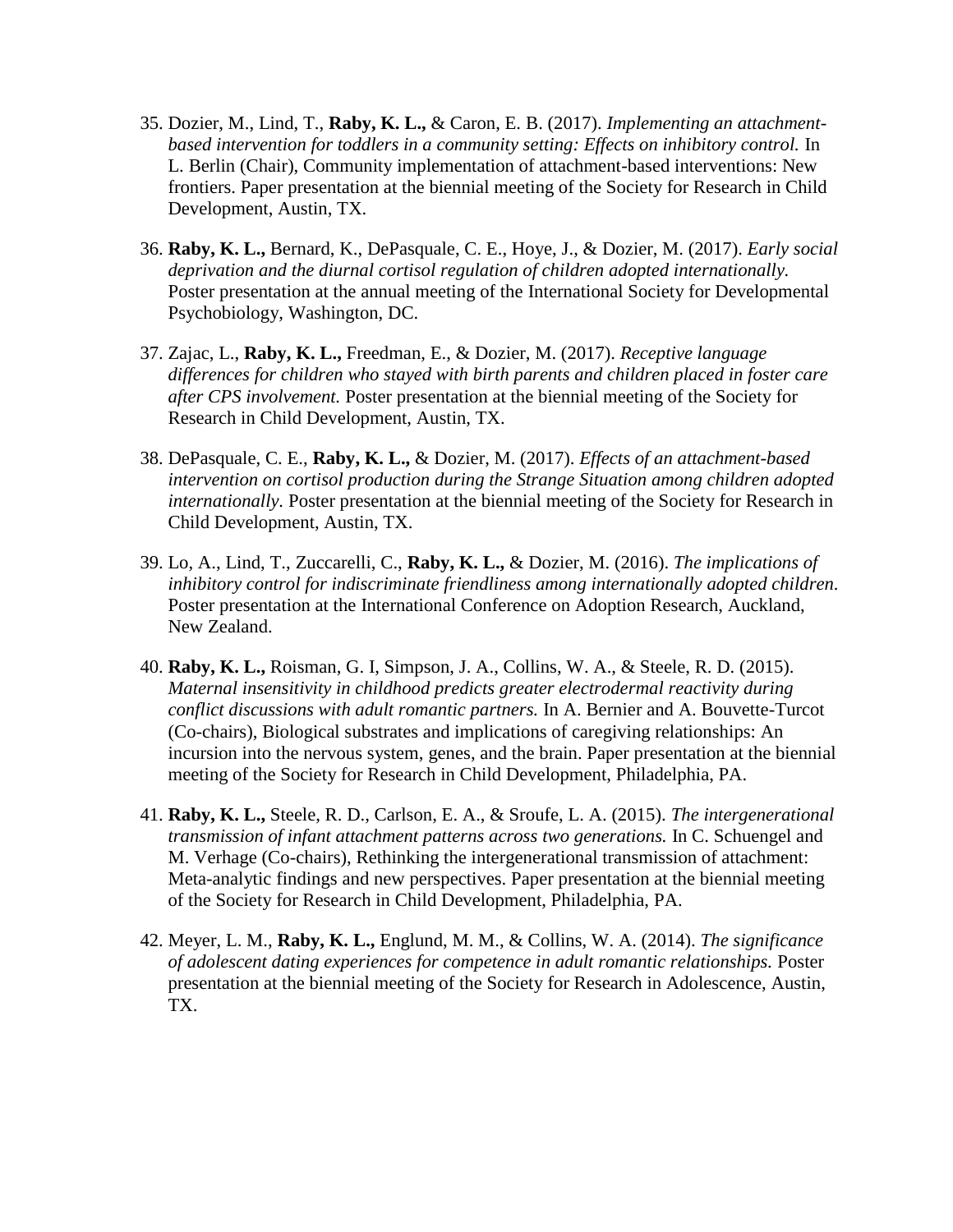35. Dozier, M., Lind, T., **Raby, K. L.,** & Caron, E. B. (2017). *Implementing an attachment-based intervention for toddlers in a community setting: Effects on inhibitory control.* In L. Berlin (Chair), Community implementation of attachment-based interventions: New frontiers. Paper presentation at the biennial meeting of the Society for Research in Child Development, Austin, TX.

36. **Raby, K. L.,** Bernard, K., DePasquale, C. E., Hoye, J., & Dozier, M. (2017). *Early social deprivation and the diurnal cortisol regulation of children adopted internationally.* Poster presentation at the annual meeting of the International Society for Developmental Psychobiology, Washington, DC.

37. Zajac, L., **Raby, K. L.,** Freedman, E., & Dozier, M. (2017). *Receptive language differences for children who stayed with birth parents and children placed in foster care after CPS involvement.* Poster presentation at the biennial meeting of the Society for Research in Child Development, Austin, TX.

38. DePasquale, C. E., **Raby, K. L.,** & Dozier, M. (2017). *Effects of an attachment-based intervention on cortisol production during the Strange Situation among children adopted internationally.* Poster presentation at the biennial meeting of the Society for Research in Child Development, Austin, TX.

39. Lo, A., Lind, T., Zuccarelli, C., **Raby, K. L.,** & Dozier, M. (2016). *The implications of inhibitory control for indiscriminate friendliness among internationally adopted children.* Poster presentation at the International Conference on Adoption Research, Auckland, New Zealand.

40. **Raby, K. L.,** Roisman, G. I, Simpson, J. A., Collins, W. A., & Steele, R. D. (2015). *Maternal insensitivity in childhood predicts greater electrodermal reactivity during conflict discussions with adult romantic partners.* In A. Bernier and A. Bouvette-Turcot (Co-chairs), Biological substrates and implications of caregiving relationships: An incursion into the nervous system, genes, and the brain. Paper presentation at the biennial meeting of the Society for Research in Child Development, Philadelphia, PA.

41. **Raby, K. L.,** Steele, R. D., Carlson, E. A., & Sroufe, L. A. (2015). *The intergenerational transmission of infant attachment patterns across two generations.* In C. Schuengel and M. Verhage (Co-chairs), Rethinking the intergenerational transmission of attachment: Meta-analytic findings and new perspectives. Paper presentation at the biennial meeting of the Society for Research in Child Development, Philadelphia, PA.

42. Meyer, L. M., **Raby, K. L.,** Englund, M. M., & Collins, W. A. (2014). *The significance of adolescent dating experiences for competence in adult romantic relationships.* Poster presentation at the biennial meeting of the Society for Research in Adolescence, Austin, TX.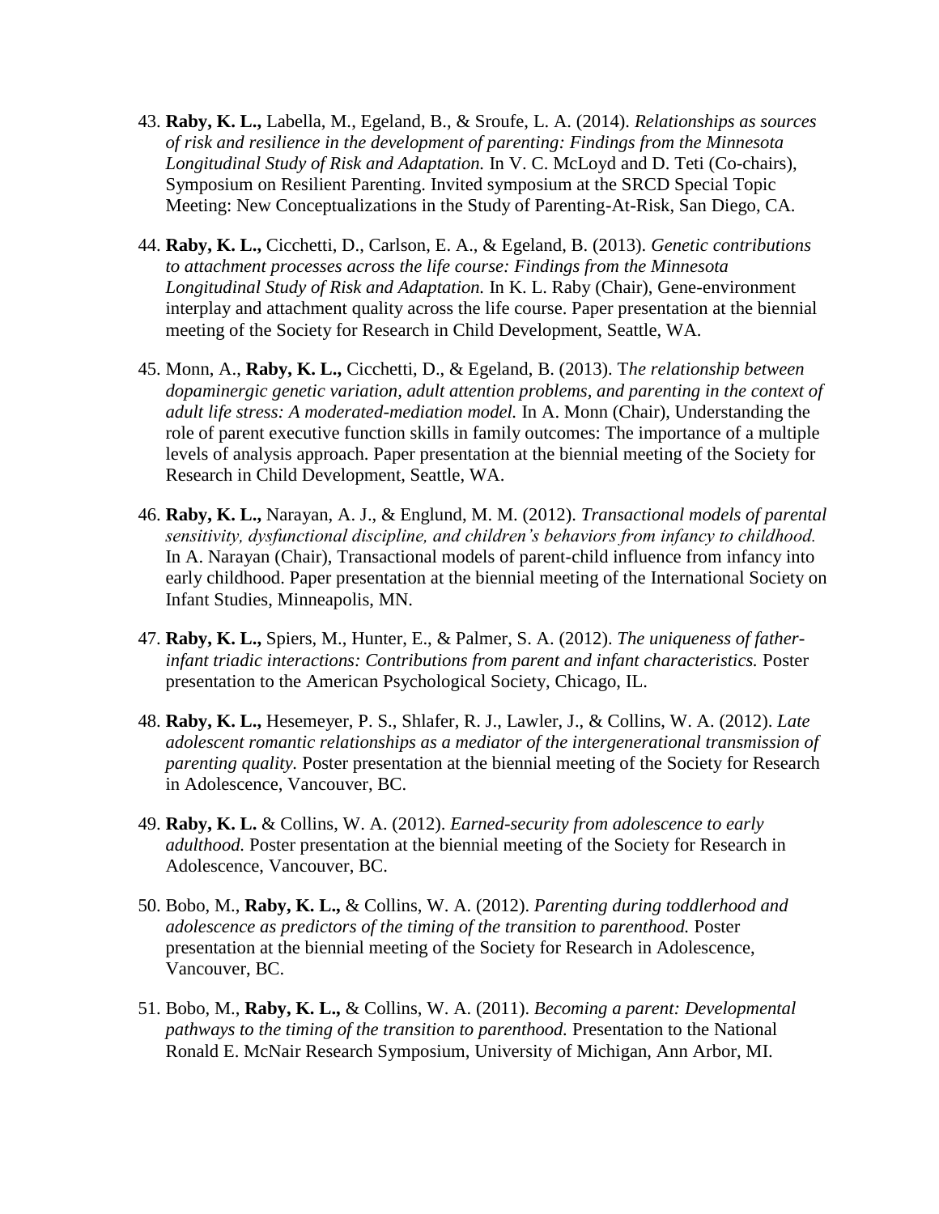43. **Raby, K. L.,** Labella, M., Egeland, B., & Sroufe, L. A. (2014). *Relationships as sources of risk and resilience in the development of parenting: Findings from the Minnesota Longitudinal Study of Risk and Adaptation.* In V. C. McLoyd and D. Teti (Co-chairs), Symposium on Resilient Parenting. Invited symposium at the SRCD Special Topic Meeting: New Conceptualizations in the Study of Parenting-At-Risk, San Diego, CA.

44. **Raby, K. L.,** Cicchetti, D., Carlson, E. A., & Egeland, B. (2013). *Genetic contributions to attachment processes across the life course: Findings from the Minnesota Longitudinal Study of Risk and Adaptation.* In K. L. Raby (Chair), Gene-environment interplay and attachment quality across the life course. Paper presentation at the biennial meeting of the Society for Research in Child Development, Seattle, WA.

45. Monn, A., **Raby, K. L.,** Cicchetti, D., & Egeland, B. (2013). T*he relationship between dopaminergic genetic variation, adult attention problems, and parenting in the context of adult life stress: A moderated-mediation model.* In A. Monn (Chair), Understanding the role of parent executive function skills in family outcomes: The importance of a multiple levels of analysis approach. Paper presentation at the biennial meeting of the Society for Research in Child Development, Seattle, WA.

46. **Raby, K. L.,** Narayan, A. J., & Englund, M. M. (2012). *Transactional models of parental sensitivity, dysfunctional discipline, and children's behaviors from infancy to childhood.* In A. Narayan (Chair), Transactional models of parent-child influence from infancy into early childhood. Paper presentation at the biennial meeting of the International Society on Infant Studies, Minneapolis, MN.

47. **Raby, K. L.,** Spiers, M., Hunter, E., & Palmer, S. A. (2012). *The uniqueness of father-infant triadic interactions: Contributions from parent and infant characteristics.* Poster presentation to the American Psychological Society, Chicago, IL.

48. **Raby, K. L.,** Hesemeyer, P. S., Shlafer, R. J., Lawler, J., & Collins, W. A. (2012). *Late adolescent romantic relationships as a mediator of the intergenerational transmission of parenting quality.* Poster presentation at the biennial meeting of the Society for Research in Adolescence, Vancouver, BC.

49. **Raby, K. L.** & Collins, W. A. (2012). *Earned-security from adolescence to early adulthood.* Poster presentation at the biennial meeting of the Society for Research in Adolescence, Vancouver, BC.

50. Bobo, M., **Raby, K. L.,** & Collins, W. A. (2012). *Parenting during toddlerhood and adolescence as predictors of the timing of the transition to parenthood.* Poster presentation at the biennial meeting of the Society for Research in Adolescence, Vancouver, BC.

51. Bobo, M., **Raby, K. L.,** & Collins, W. A. (2011). *Becoming a parent: Developmental pathways to the timing of the transition to parenthood.* Presentation to the National Ronald E. McNair Research Symposium, University of Michigan, Ann Arbor, MI.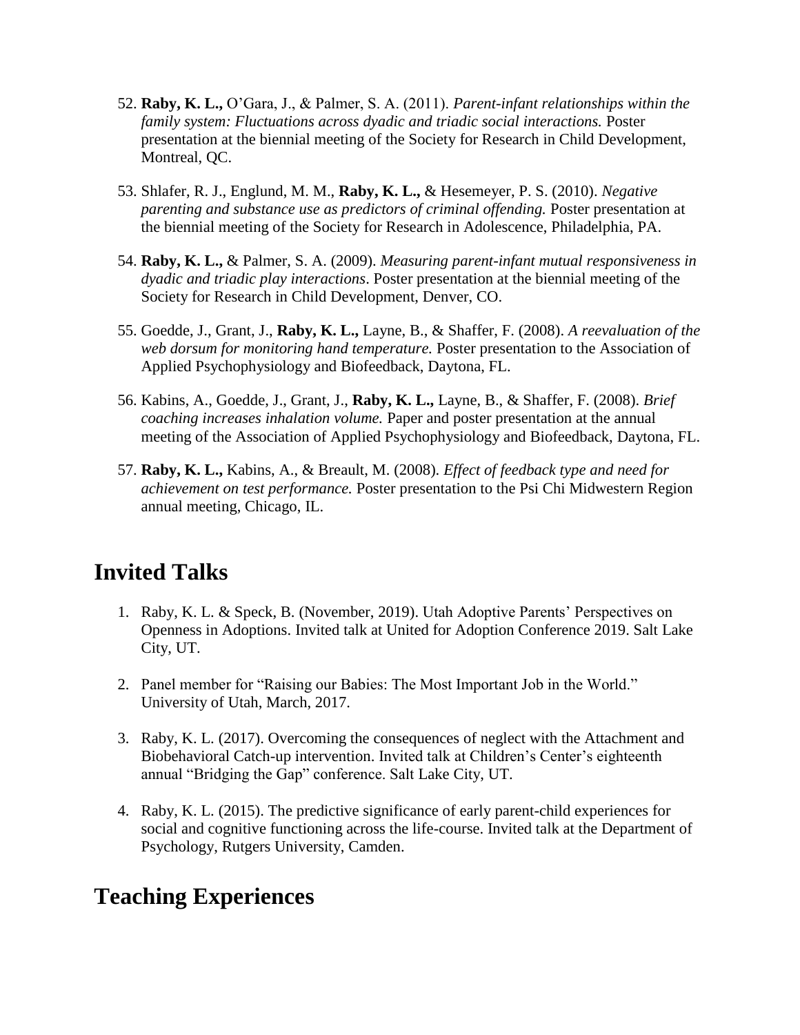52. **Raby, K. L.,** O'Gara, J., & Palmer, S. A. (2011). *Parent-infant relationships within the family system: Fluctuations across dyadic and triadic social interactions.* Poster presentation at the biennial meeting of the Society for Research in Child Development, Montreal, QC.

53. Shlafer, R. J., Englund, M. M., **Raby, K. L.,** & Hesemeyer, P. S. (2010). *Negative parenting and substance use as predictors of criminal offending.* Poster presentation at the biennial meeting of the Society for Research in Adolescence, Philadelphia, PA.

54. **Raby, K. L.,** & Palmer, S. A. (2009). *Measuring parent-infant mutual responsiveness in dyadic and triadic play interactions*. Poster presentation at the biennial meeting of the Society for Research in Child Development, Denver, CO.

55. Goedde, J., Grant, J., **Raby, K. L.,** Layne, B., & Shaffer, F. (2008). *A reevaluation of the web dorsum for monitoring hand temperature.* Poster presentation to the Association of Applied Psychophysiology and Biofeedback, Daytona, FL.

56. Kabins, A., Goedde, J., Grant, J., **Raby, K. L.,** Layne, B., & Shaffer, F. (2008). *Brief coaching increases inhalation volume.* Paper and poster presentation at the annual meeting of the Association of Applied Psychophysiology and Biofeedback, Daytona, FL.

57. **Raby, K. L.,** Kabins, A., & Breault, M. (2008). *Effect of feedback type and need for achievement on test performance.* Poster presentation to the Psi Chi Midwestern Region annual meeting, Chicago, IL.

# Invited Talks

1. Raby, K. L. & Speck, B. (November, 2019). Utah Adoptive Parents' Perspectives on Openness in Adoptions. Invited talk at United for Adoption Conference 2019. Salt Lake City, UT.

2. Panel member for "Raising our Babies: The Most Important Job in the World." University of Utah, March, 2017.

3. Raby, K. L. (2017). Overcoming the consequences of neglect with the Attachment and Biobehavioral Catch-up intervention. Invited talk at Children's Center's eighteenth annual "Bridging the Gap" conference. Salt Lake City, UT.

4. Raby, K. L. (2015). The predictive significance of early parent-child experiences for social and cognitive functioning across the life-course. Invited talk at the Department of Psychology, Rutgers University, Camden.

# Teaching Experiences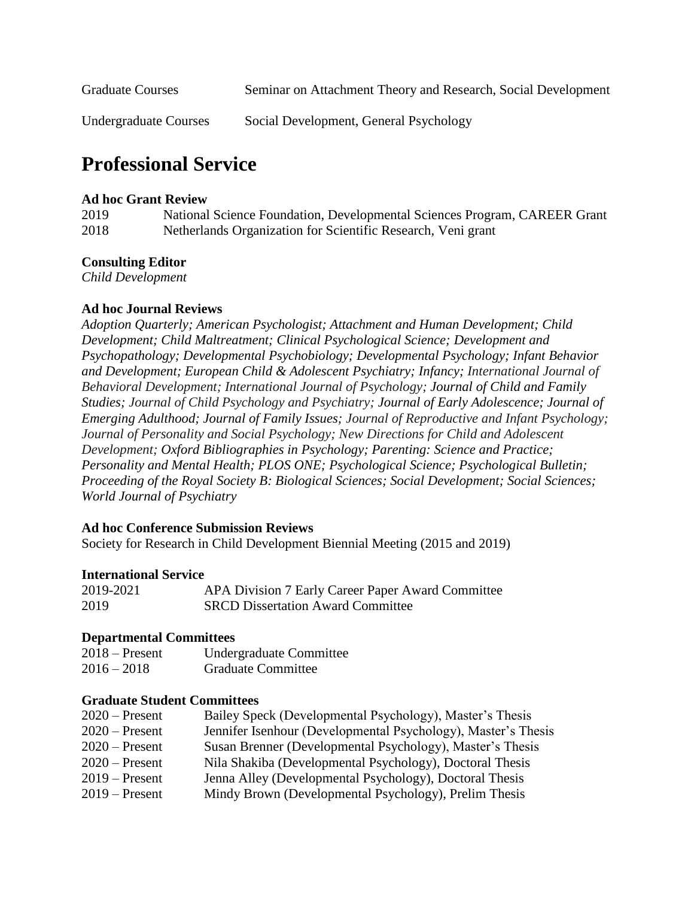| | |
|---|---|
| Graduate Courses | Seminar on Attachment Theory and Research, Social Development |
| Undergraduate Courses | Social Development, General Psychology |

# Professional Service

**Ad hoc Grant Review**

2019 National Science Foundation, Developmental Sciences Program, CAREER Grant

2018 Netherlands Organization for Scientific Research, Veni grant

**Consulting Editor**

*Child Development*

**Ad hoc Journal Reviews**

*Adoption Quarterly; American Psychologist; Attachment and Human Development; Child Development; Child Maltreatment; Clinical Psychological Science; Development and Psychopathology; Developmental Psychobiology; Developmental Psychology; Infant Behavior and Development; European Child & Adolescent Psychiatry; Infancy; International Journal of Behavioral Development; International Journal of Psychology; Journal of Child and Family Studies; Journal of Child Psychology and Psychiatry; Journal of Early Adolescence; Journal of Emerging Adulthood; Journal of Family Issues; Journal of Reproductive and Infant Psychology; Journal of Personality and Social Psychology; New Directions for Child and Adolescent Development; Oxford Bibliographies in Psychology; Parenting: Science and Practice; Personality and Mental Health; PLOS ONE; Psychological Science; Psychological Bulletin; Proceeding of the Royal Society B: Biological Sciences; Social Development; Social Sciences; World Journal of Psychiatry*

**Ad hoc Conference Submission Reviews**

Society for Research in Child Development Biennial Meeting (2015 and 2019)

**International Service**

2019-2021 APA Division 7 Early Career Paper Award Committee

2019 SRCD Dissertation Award Committee

**Departmental Committees**

2018 – Present Undergraduate Committee

2016 – 2018 Graduate Committee

**Graduate Student Committees**

2020 – Present Bailey Speck (Developmental Psychology), Master's Thesis

2020 – Present Jennifer Isenhour (Developmental Psychology), Master's Thesis

2020 – Present Susan Brenner (Developmental Psychology), Master's Thesis

2020 – Present Nila Shakiba (Developmental Psychology), Doctoral Thesis

2019 – Present Jenna Alley (Developmental Psychology), Doctoral Thesis

2019 – Present Mindy Brown (Developmental Psychology), Prelim Thesis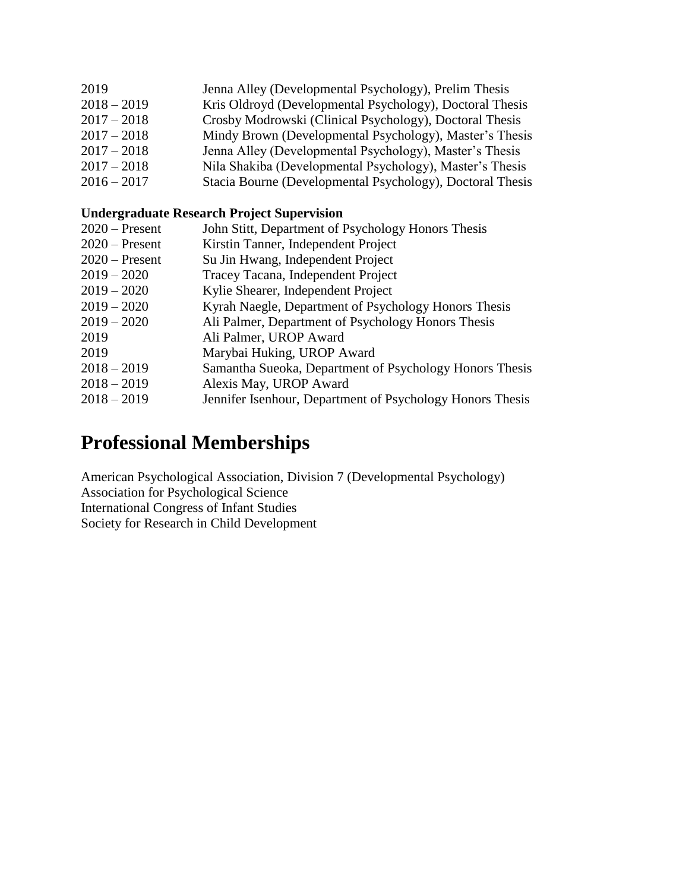| | |
|---|---|
| 2019 | Jenna Alley (Developmental Psychology), Prelim Thesis |
| 2018 – 2019 | Kris Oldroyd (Developmental Psychology), Doctoral Thesis |
| 2017 – 2018 | Crosby Modrowski (Clinical Psychology), Doctoral Thesis |
| 2017 – 2018 | Mindy Brown (Developmental Psychology), Master's Thesis |
| 2017 – 2018 | Jenna Alley (Developmental Psychology), Master's Thesis |
| 2017 – 2018 | Nila Shakiba (Developmental Psychology), Master's Thesis |
| 2016 – 2017 | Stacia Bourne (Developmental Psychology), Doctoral Thesis |

**Undergraduate Research Project Supervision**

| | |
|---|---|
| 2020 – Present | John Stitt, Department of Psychology Honors Thesis |
| 2020 – Present | Kirstin Tanner, Independent Project |
| 2020 – Present | Su Jin Hwang, Independent Project |
| 2019 – 2020 | Tracey Tacana, Independent Project |
| 2019 – 2020 | Kylie Shearer, Independent Project |
| 2019 – 2020 | Kyrah Naegle, Department of Psychology Honors Thesis |
| 2019 – 2020 | Ali Palmer, Department of Psychology Honors Thesis |
| 2019 | Ali Palmer, UROP Award |
| 2019 | Marybai Huking, UROP Award |
| 2018 – 2019 | Samantha Sueoka, Department of Psychology Honors Thesis |
| 2018 – 2019 | Alexis May, UROP Award |
| 2018 – 2019 | Jennifer Isenhour, Department of Psychology Honors Thesis |

# Professional Memberships

American Psychological Association, Division 7 (Developmental Psychology)
Association for Psychological Science
International Congress of Infant Studies
Society for Research in Child Development